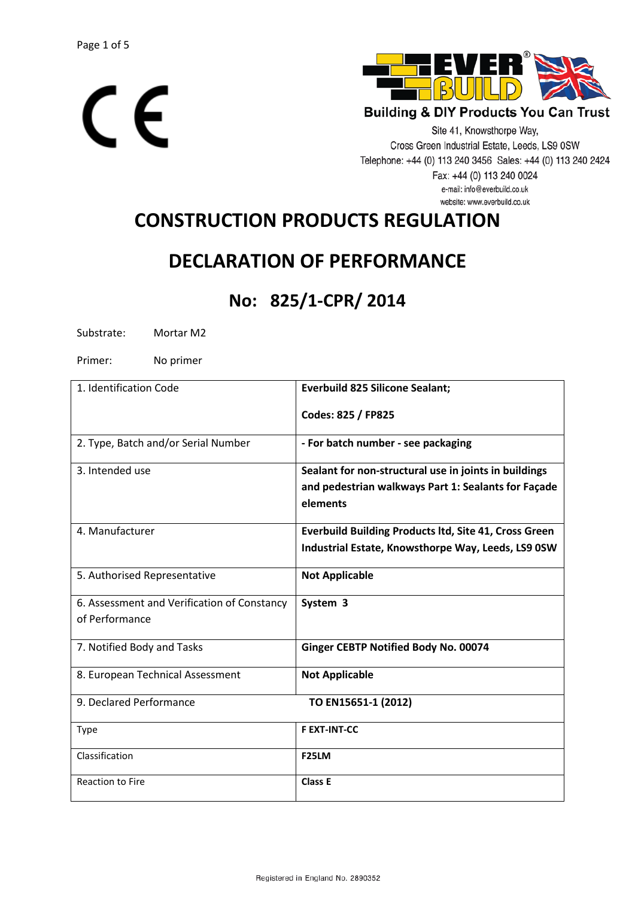CE

EVER BUILD®

Building & DIY Products You Can Trust

Site 41, Knowsthorpe Way,
Cross Green Industrial Estate, Leeds, LS9 0SW
Telephone: +44 (0) 113 240 3456 Sales: +44 (0) 113 240 2424
Fax: +44 (0) 113 240 0024
e-mail: info@everbuild.co.uk
website: www.everbuild.co.uk

# CONSTRUCTION PRODUCTS REGULATION

# DECLARATION OF PERFORMANCE

## No: 825/1-CPR/ 2014

Substrate: Mortar M2

Primer: No primer

| | |
|---|---|
| 1. Identification Code | **Everbuild 825 Silicone Sealant;**<br><br>**Codes: 825 / FP825** |
| 2. Type, Batch and/or Serial Number | **- For batch number - see packaging** |
| 3. Intended use | **Sealant for non-structural use in joints in buildings and pedestrian walkways Part 1: Sealants for Façade elements** |
| 4. Manufacturer | **Everbuild Building Products ltd, Site 41, Cross Green Industrial Estate, Knowsthorpe Way, Leeds, LS9 0SW** |
| 5. Authorised Representative | **Not Applicable** |
| 6. Assessment and Verification of Constancy of Performance | **System 3** |
| 7. Notified Body and Tasks | **Ginger CEBTP Notified Body No. 00074** |
| 8. European Technical Assessment | **Not Applicable** |
| 9. Declared Performance | **TO EN15651-1 (2012)** |
| Type | **F EXT-INT-CC** |
| Classification | **F25LM** |
| Reaction to Fire | **Class E** |

Registered in England No. 2890352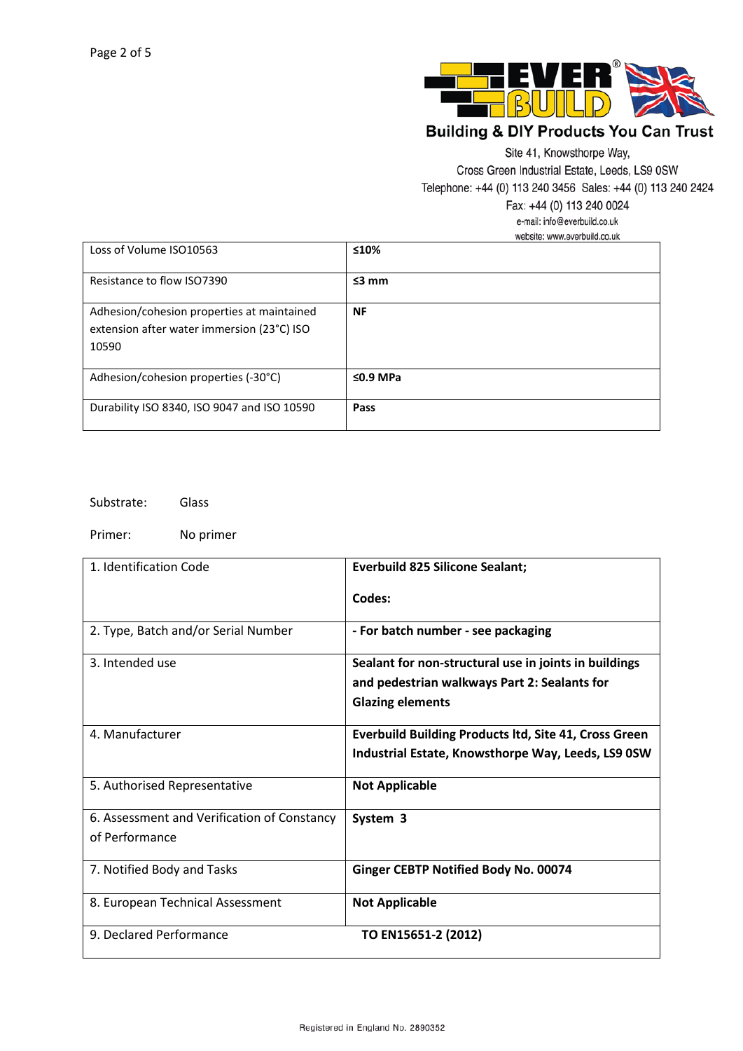Building & DIY Products You Can Trust

Site 41, Knowsthorpe Way,
Cross Green Industrial Estate, Leeds, LS9 0SW
Telephone: +44 (0) 113 240 3456 Sales: +44 (0) 113 240 2424
Fax: +44 (0) 113 240 0024
e-mail: info@everbuild.co.uk
website: www.everbuild.co.uk

| | |
|---|---|
| Loss of Volume ISO10563 | **≤10%** |
| Resistance to flow ISO7390 | **≤3 mm** |
| Adhesion/cohesion properties at maintained extension after water immersion (23°C) ISO 10590 | **NF** |
| Adhesion/cohesion properties (-30°C) | **≤0.9 MPa** |
| Durability ISO 8340, ISO 9047 and ISO 10590 | **Pass** |

Substrate: Glass

Primer: No primer

| | |
|---|---|
| 1. Identification Code | **Everbuild 825 Silicone Sealant;**<br><br>**Codes:** |
| 2. Type, Batch and/or Serial Number | **- For batch number - see packaging** |
| 3. Intended use | **Sealant for non-structural use in joints in buildings and pedestrian walkways Part 2: Sealants for Glazing elements** |
| 4. Manufacturer | **Everbuild Building Products ltd, Site 41, Cross Green Industrial Estate, Knowsthorpe Way, Leeds, LS9 0SW** |
| 5. Authorised Representative | **Not Applicable** |
| 6. Assessment and Verification of Constancy of Performance | **System 3** |
| 7. Notified Body and Tasks | **Ginger CEBTP Notified Body No. 00074** |
| 8. European Technical Assessment | **Not Applicable** |
| 9. Declared Performance | **TO EN15651-2 (2012)** |

Registered in England No. 2890352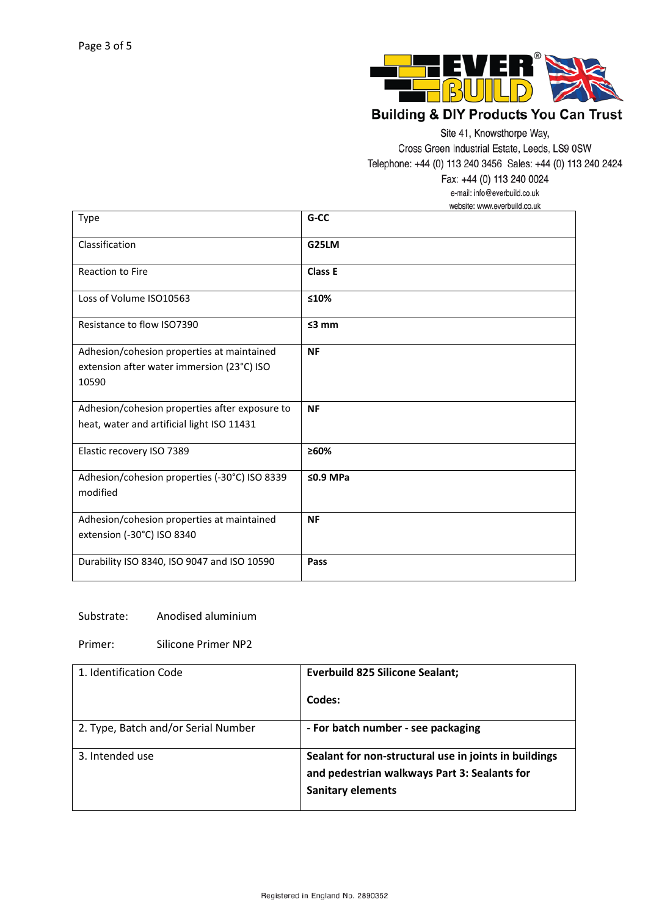**Building & DIY Products You Can Trust**

Site 41, Knowsthorpe Way,
Cross Green Industrial Estate, Leeds, LS9 0SW
Telephone: +44 (0) 113 240 3456 Sales: +44 (0) 113 240 2424
Fax: +44 (0) 113 240 0024
e-mail: info@everbuild.co.uk
website: www.everbuild.co.uk

| Type | **G-CC** |
|---|---|
| Classification | **G25LM** |
| Reaction to Fire | **Class E** |
| Loss of Volume ISO10563 | **≤10%** |
| Resistance to flow ISO7390 | **≤3 mm** |
| Adhesion/cohesion properties at maintained extension after water immersion (23°C) ISO 10590 | **NF** |
| Adhesion/cohesion properties after exposure to heat, water and artificial light ISO 11431 | **NF** |
| Elastic recovery ISO 7389 | **≥60%** |
| Adhesion/cohesion properties (-30°C) ISO 8339 modified | **≤0.9 MPa** |
| Adhesion/cohesion properties at maintained extension (-30°C) ISO 8340 | **NF** |
| Durability ISO 8340, ISO 9047 and ISO 10590 | **Pass** |

Substrate: Anodised aluminium

Primer: Silicone Primer NP2

| 1. Identification Code | **Everbuild 825 Silicone Sealant;**<br><br>**Codes:** |
|---|---|
| 2. Type, Batch and/or Serial Number | **- For batch number - see packaging** |
| 3. Intended use | **Sealant for non-structural use in joints in buildings and pedestrian walkways Part 3: Sealants for Sanitary elements** |

Registered in England No. 2890352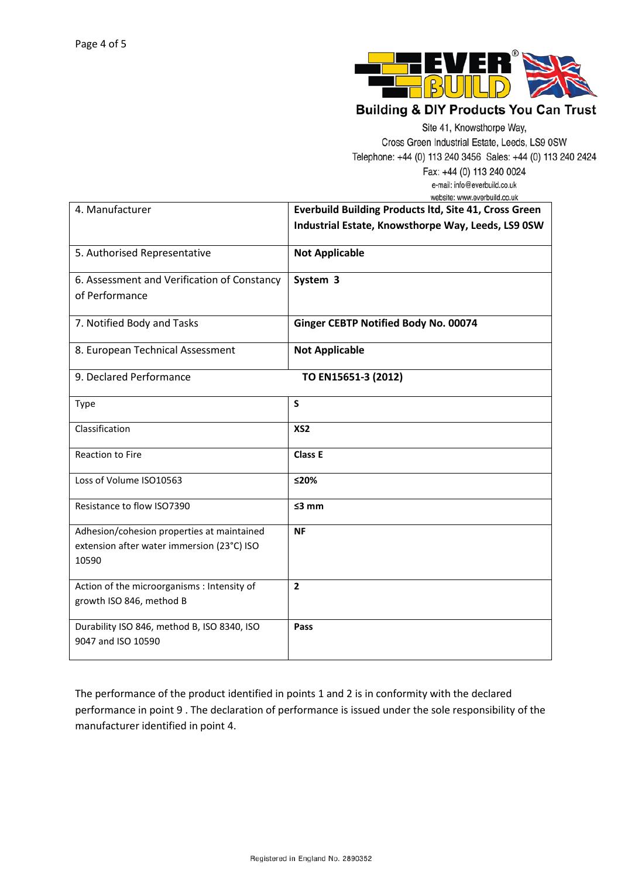Building & DIY Products You Can Trust

Site 41, Knowsthorpe Way,
Cross Green Industrial Estate, Leeds, LS9 0SW
Telephone: +44 (0) 113 240 3456 Sales: +44 (0) 113 240 2424
Fax: +44 (0) 113 240 0024
e-mail: info@everbuild.co.uk
website: www.everbuild.co.uk

| | |
|---|---|
| 4. Manufacturer | **Everbuild Building Products ltd, Site 41, Cross Green Industrial Estate, Knowsthorpe Way, Leeds, LS9 0SW** |
| 5. Authorised Representative | **Not Applicable** |
| 6. Assessment and Verification of Constancy of Performance | **System 3** |
| 7. Notified Body and Tasks | **Ginger CEBTP Notified Body No. 00074** |
| 8. European Technical Assessment | **Not Applicable** |
| 9. Declared Performance | **TO EN15651-3 (2012)** |
| Type | **S** |
| Classification | **XS2** |
| Reaction to Fire | **Class E** |
| Loss of Volume ISO10563 | **≤20%** |
| Resistance to flow ISO7390 | **≤3 mm** |
| Adhesion/cohesion properties at maintained extension after water immersion (23°C) ISO 10590 | **NF** |
| Action of the microorganisms : Intensity of growth ISO 846, method B | **2** |
| Durability ISO 846, method B, ISO 8340, ISO 9047 and ISO 10590 | **Pass** |

The performance of the product identified in points 1 and 2 is in conformity with the declared performance in point 9 . The declaration of performance is issued under the sole responsibility of the manufacturer identified in point 4.

Registered in England No. 2890352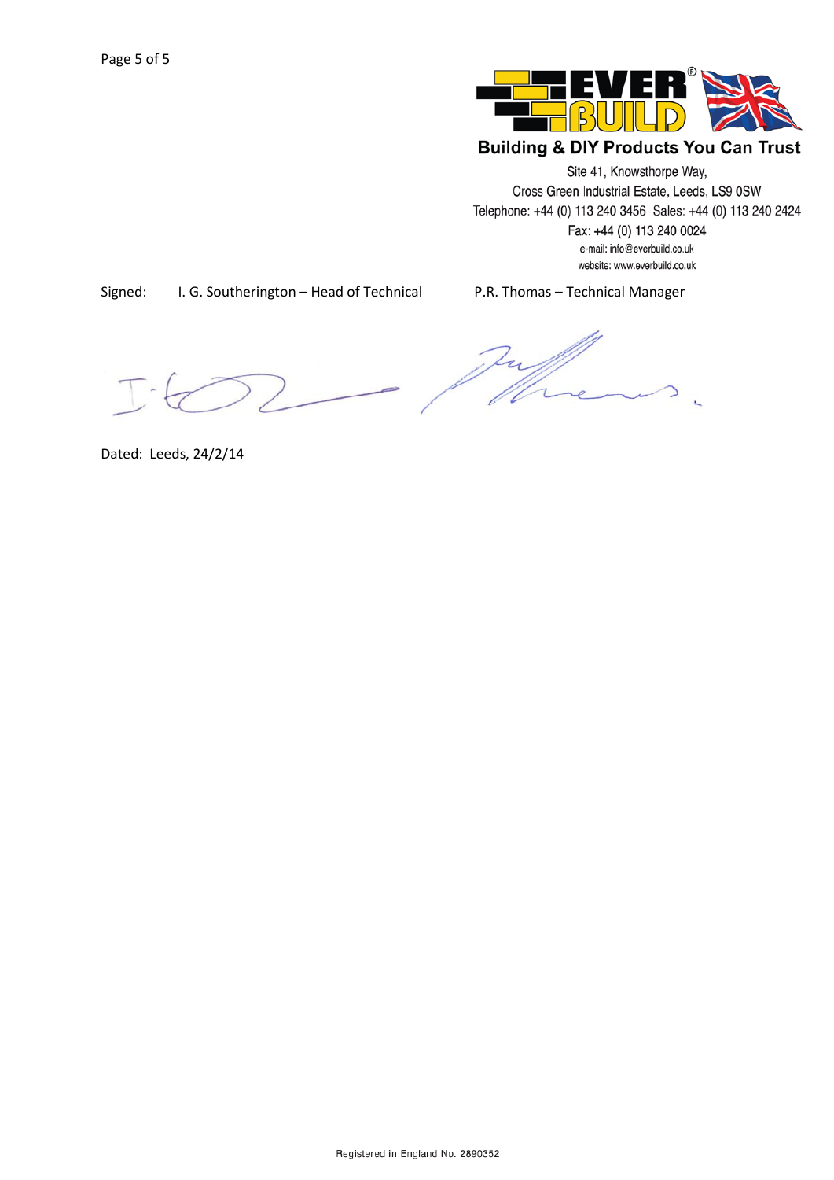Building & DIY Products You Can Trust

Site 41, Knowsthorpe Way,
Cross Green Industrial Estate, Leeds, LS9 0SW
Telephone: +44 (0) 113 240 3456 Sales: +44 (0) 113 240 2424
Fax: +44 (0) 113 240 0024
e-mail: info@everbuild.co.uk
website: www.everbuild.co.uk

Signed: I. G. Southerington – Head of Technical P.R. Thomas – Technical Manager

Dated: Leeds, 24/2/14

Registered in England No. 2890352